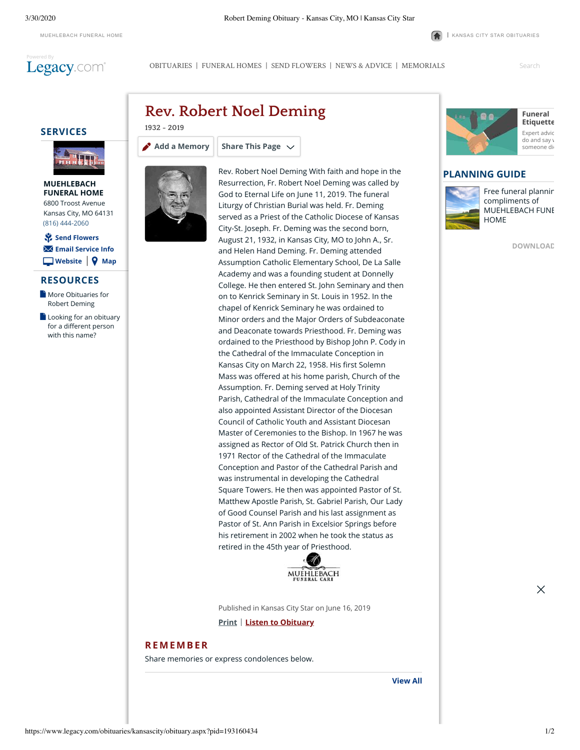# Rev. Robert Noel Deming

1932 - 2019

Rev. Robert Noel Deming With faith and hope in the Resurrection, Fr. Robert Noel Deming was called by God to Eternal Life on June 11, 2019. The funeral Liturgy of Christian Burial was held. Fr. Deming served as a Priest of the Catholic Diocese of Kansas City-St. Joseph. Fr. Deming was the second born, August 21, 1932, in Kansas City, MO to John A., Sr. and Helen Hand Deming. Fr. Deming attended Assumption Catholic Elementary School, De La Salle Academy and was a founding student at Donnelly College. He then entered St. John Seminary and then on to Kenrick Seminary in St. Louis in 1952. In the chapel of Kenrick Seminary he was ordained to Minor orders and the Major Orders of Subdeaconate and Deaconate towards Priesthood. Fr. Deming was ordained to the Priesthood by Bishop John P. Cody in the Cathedral of the Immaculate Conception in Kansas City on March 22, 1958. His first Solemn Mass was offered at his home parish, Church of the Assumption. Fr. Deming served at Holy Trinity Parish, Cathedral of the Immaculate Conception and also appointed Assistant Director of the Diocesan Council of Catholic Youth and Assistant Diocesan Master of Ceremonies to the Bishop. In 1967 he was assigned as Rector of Old St. Patrick Church then in 1971 Rector of the Cathedral of the Immaculate Conception and Pastor of the Cathedral Parish and was instrumental in developing the Cathedral Square Towers. He then was appointed Pastor of St. Matthew Apostle Parish, St. Gabriel Parish, Our Lady of Good Counsel Parish and his last assignment as Pastor of St. Ann Parish in Excelsior Springs before his retirement in 2002 when he took the status as retired in the 45th year of Priesthood.

MUEHLEBACH FUNERAL CARE

Published in Kansas City Star on June 16, 2019

## REMEMBER

Share memories or express condolences below.

## SERVICES

**MUEHLEBACH FUNERAL HOME**
6800 Troost Avenue
Kansas City, MO 64131
(816) 444-2060

## RESOURCES

- More Obituaries for Robert Deming
- Looking for an obituary for a different person with this name?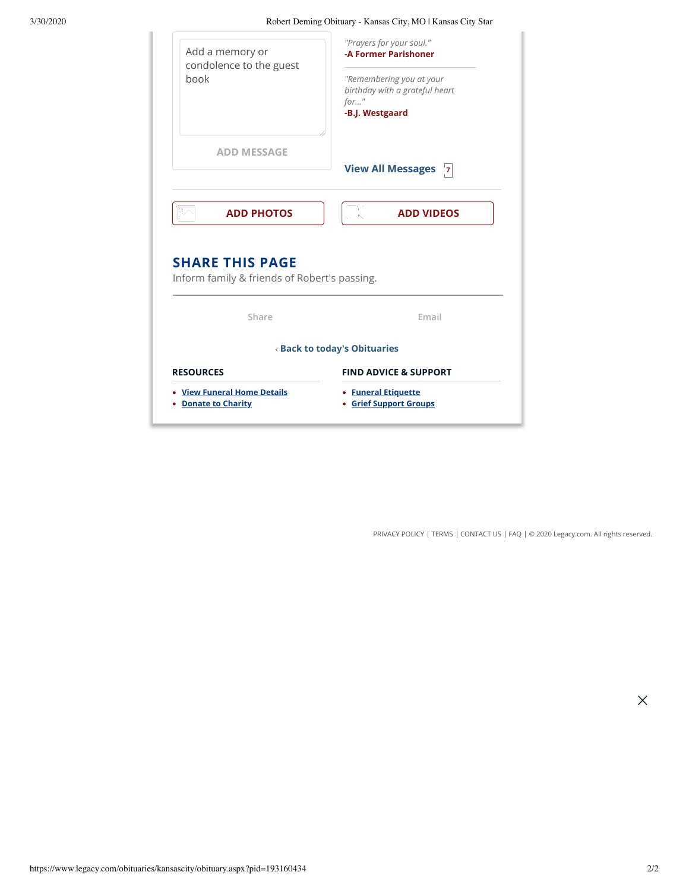Add a memory or condolence to the guest book

ADD MESSAGE

*"Prayers for your soul."*
**-A Former Parishoner**

*"Remembering you at your birthday with a grateful heart for..."*
**-B.J. Westgaard**

**View All Messages** 7

**ADD PHOTOS**

**ADD VIDEOS**

## SHARE THIS PAGE

Inform family & friends of Robert's passing.

Share

Email

‹ **Back to today's Obituaries**

**RESOURCES**

- View Funeral Home Details
- Donate to Charity

**FIND ADVICE & SUPPORT**

- Funeral Etiquette
- Grief Support Groups

PRIVACY POLICY | TERMS | CONTACT US | FAQ | © 2020 Legacy.com. All rights reserved.